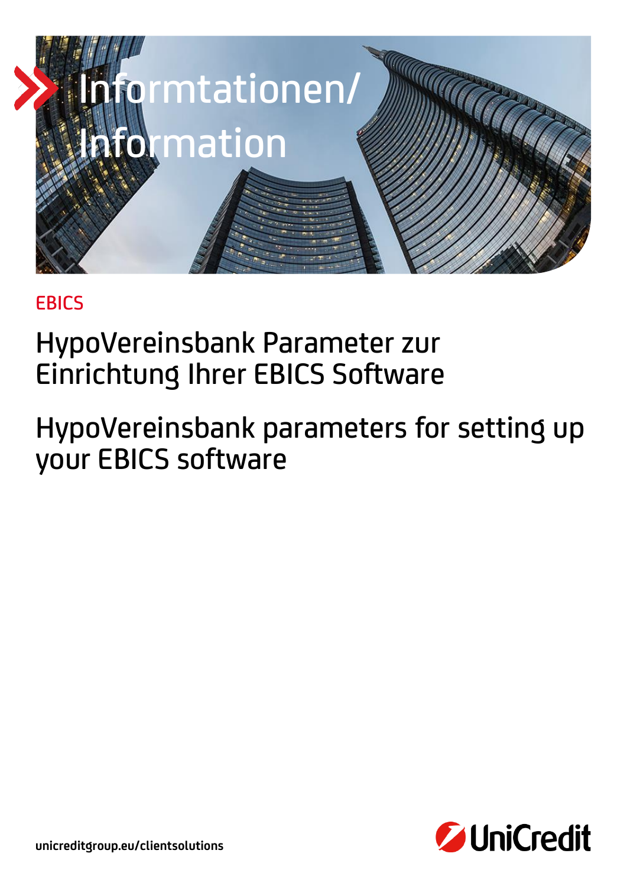# Informtationen/ Information

EBICS

## HypoVereinsbank Parameter zur Einrichtung Ihrer EBICS Software

## HypoVereinsbank parameters for setting up your EBICS software

unicreditgroup.eu/clientsolutions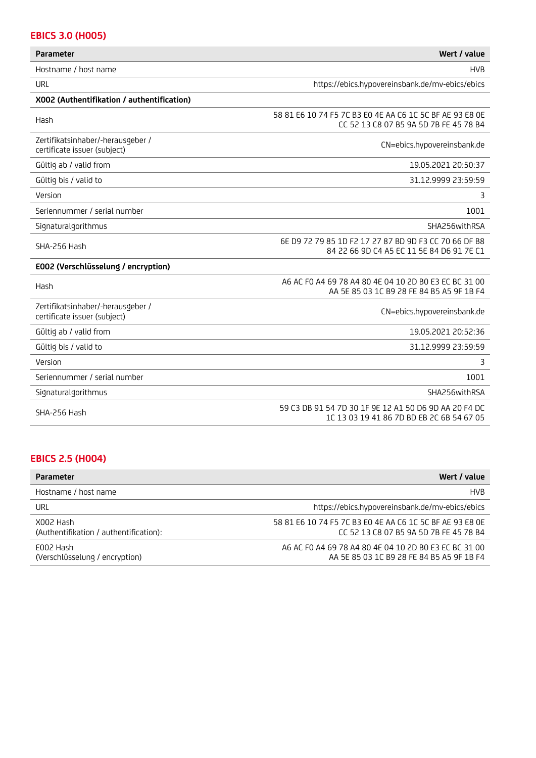## EBICS 3.0 (H005)

| Parameter | Wert / value |
|---|---|
| Hostname / host name | HVB |
| URL | https://ebics.hypovereinsbank.de/mv-ebics/ebics |
| **X002 (Authentifikation / authentification)** | |
| Hash | 58 81 E6 10 74 F5 7C B3 E0 4E AA C6 1C 5C BF AE 93 E8 0E CC 52 13 C8 07 B5 9A 5D 7B FE 45 78 B4 |
| Zertifikatsinhaber/-herausgeber / certificate issuer (subject) | CN=ebics.hypovereinsbank.de |
| Gültig ab / valid from | 19.05.2021 20:50:37 |
| Gültig bis / valid to | 31.12.9999 23:59:59 |
| Version | 3 |
| Seriennummer / serial number | 1001 |
| Signaturalgorithmus | SHA256withRSA |
| SHA-256 Hash | 6E D9 72 79 85 1D F2 17 27 87 BD 9D F3 CC 70 66 DF B8 84 22 66 9D C4 A5 EC 11 5E 84 D6 91 7E C1 |
| **E002 (Verschlüsselung / encryption)** | |
| Hash | A6 AC F0 A4 69 78 A4 80 4E 04 10 2D B0 E3 EC BC 31 00 AA 5E 85 03 1C B9 28 FE 84 B5 A5 9F 1B F4 |
| Zertifikatsinhaber/-herausgeber / certificate issuer (subject) | CN=ebics.hypovereinsbank.de |
| Gültig ab / valid from | 19.05.2021 20:52:36 |
| Gültig bis / valid to | 31.12.9999 23:59:59 |
| Version | 3 |
| Seriennummer / serial number | 1001 |
| Signaturalgorithmus | SHA256withRSA |
| SHA-256 Hash | 59 C3 DB 91 54 7D 30 1F 9E 12 A1 50 D6 9D AA 20 F4 DC 1C 13 03 19 41 86 7D BD EB 2C 6B 54 67 05 |

## EBICS 2.5 (H004)

| Parameter | Wert / value |
|---|---|
| Hostname / host name | HVB |
| URL | https://ebics.hypovereinsbank.de/mv-ebics/ebics |
| X002 Hash (Authentifikation / authentification): | 58 81 E6 10 74 F5 7C B3 E0 4E AA C6 1C 5C BF AE 93 E8 0E CC 52 13 C8 07 B5 9A 5D 7B FE 45 78 B4 |
| E002 Hash (Verschlüsselung / encryption) | A6 AC F0 A4 69 78 A4 80 4E 04 10 2D B0 E3 EC BC 31 00 AA 5E 85 03 1C B9 28 FE 84 B5 A5 9F 1B F4 |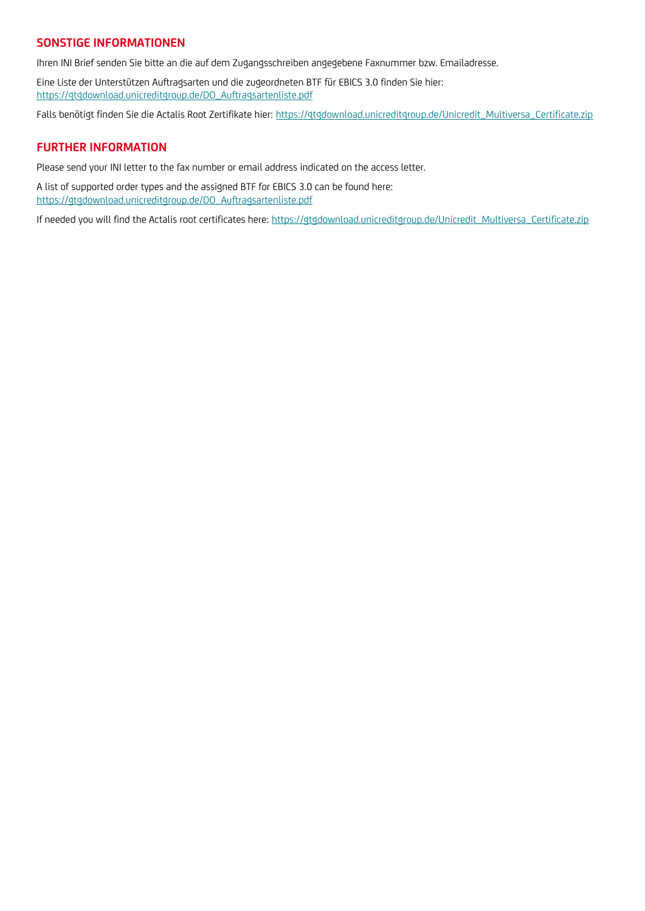## SONSTIGE INFORMATIONEN

Ihren INI Brief senden Sie bitte an die auf dem Zugangsschreiben angegebene Faxnummer bzw. Emailadresse.

Eine Liste der Unterstützen Auftragsarten und die zugeordneten BTF für EBICS 3.0 finden Sie hier:
https://gtgdownload.unicreditgroup.de/DO_Auftragsartenliste.pdf

Falls benötigt finden Sie die Actalis Root Zertifikate hier: https://gtgdownload.unicreditgroup.de/Unicredit_Multiversa_Certificate.zip

## FURTHER INFORMATION

Please send your INI letter to the fax number or email address indicated on the access letter.

A list of supported order types and the assigned BTF for EBICS 3.0 can be found here:
https://gtgdownload.unicreditgroup.de/DO_Auftragsartenliste.pdf

If needed you will find the Actalis root certificates here: https://gtgdownload.unicreditgroup.de/Unicredit_Multiversa_Certificate.zip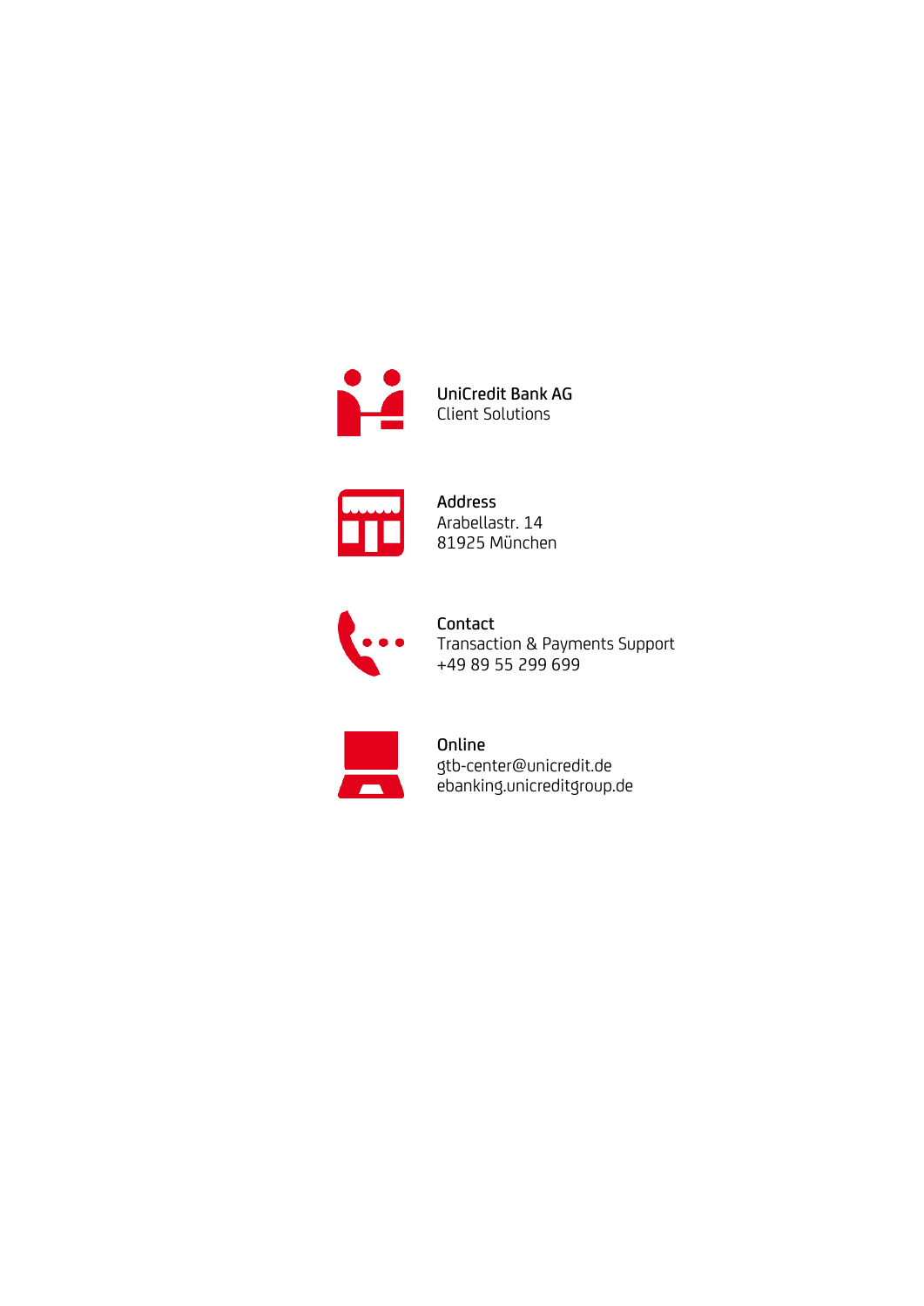**UniCredit Bank AG**
Client Solutions

**Address**
Arabellastr. 14
81925 München

**Contact**
Transaction & Payments Support
+49 89 55 299 699

**Online**
gtb-center@unicredit.de
ebanking.unicreditgroup.de